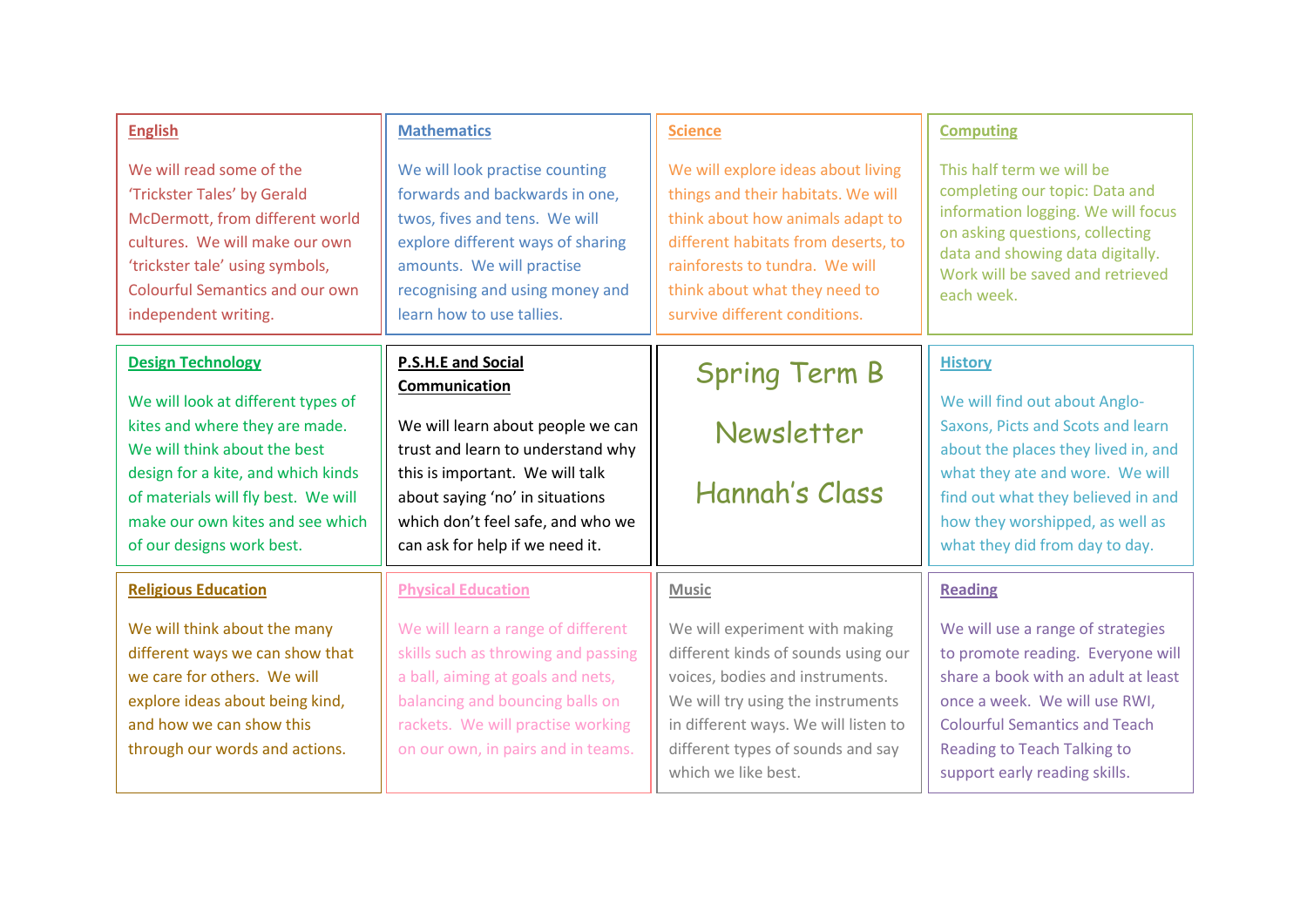# Spring Term B Newsletter

# Hannah's Class

## English

We will read some of the 'Trickster Tales' by Gerald McDermott, from different world cultures. We will make our own 'trickster tale' using symbols, Colourful Semantics and our own independent writing.

## Mathematics

We will look practise counting forwards and backwards in one, twos, fives and tens. We will explore different ways of sharing amounts. We will practise recognising and using money and learn how to use tallies.

## Science

We will explore ideas about living things and their habitats. We will think about how animals adapt to different habitats from deserts, to rainforests to tundra. We will think about what they need to survive different conditions.

## Computing

This half term we will be completing our topic: Data and information logging. We will focus on asking questions, collecting data and showing data digitally. Work will be saved and retrieved each week.

## Design Technology

We will look at different types of kites and where they are made. We will think about the best design for a kite, and which kinds of materials will fly best. We will make our own kites and see which of our designs work best.

## P.S.H.E and Social Communication

We will learn about people we can trust and learn to understand why this is important. We will talk about saying 'no' in situations which don't feel safe, and who we can ask for help if we need it.

## History

We will find out about Anglo-Saxons, Picts and Scots and learn about the places they lived in, and what they ate and wore. We will find out what they believed in and how they worshipped, as well as what they did from day to day.

## Religious Education

We will think about the many different ways we can show that we care for others. We will explore ideas about being kind, and how we can show this through our words and actions.

## Physical Education

We will learn a range of different skills such as throwing and passing a ball, aiming at goals and nets, balancing and bouncing balls on rackets. We will practise working on our own, in pairs and in teams.

## Music

We will experiment with making different kinds of sounds using our voices, bodies and instruments. We will try using the instruments in different ways. We will listen to different types of sounds and say which we like best.

## Reading

We will use a range of strategies to promote reading. Everyone will share a book with an adult at least once a week. We will use RWI, Colourful Semantics and Teach Reading to Teach Talking to support early reading skills.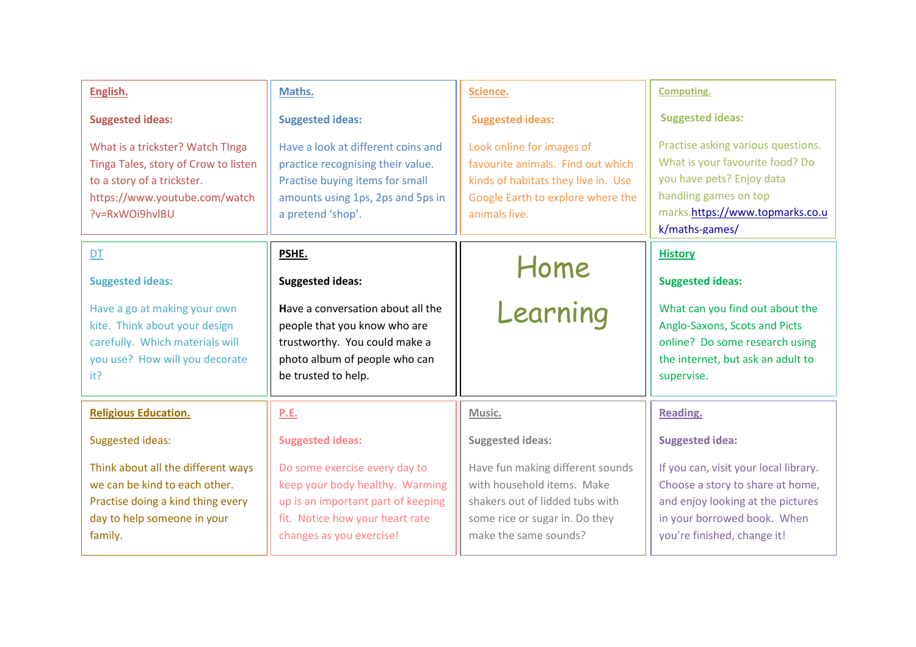# Home Learning

## English.

**Suggested ideas:**

What is a trickster? Watch TInga Tinga Tales, story of Crow to listen to a story of a trickster. https://www.youtube.com/watch?v=RxWOi9hvlBU

## Maths.

**Suggested ideas:**

Have a look at different coins and practice recognising their value. Practise buying items for small amounts using 1ps, 2ps and 5ps in a pretend 'shop'.

## Science.

**Suggested ideas:**

Look online for images of favourite animals. Find out which kinds of habitats they live in. Use Google Earth to explore where the animals live.

## Computing.

**Suggested ideas:**

Practise asking various questions. What is your favourite food? Do you have pets? Enjoy data handling games on top marks.https://www.topmarks.co.uk/maths-games/

## DT

**Suggested ideas:**

Have a go at making your own kite. Think about your design carefully. Which materials will you use? How will you decorate it?

## PSHE.

**Suggested ideas:**

Have a conversation about all the people that you know who are trustworthy. You could make a photo album of people who can be trusted to help.

## History

**Suggested ideas:**

What can you find out about the Anglo-Saxons, Scots and Picts online? Do some research using the internet, but ask an adult to supervise.

## Religious Education.

Suggested ideas:

Think about all the different ways we can be kind to each other. Practise doing a kind thing every day to help someone in your family.

## P.E.

**Suggested ideas:**

Do some exercise every day to keep your body healthy. Warming up is an important part of keeping fit. Notice how your heart rate changes as you exercise!

## Music.

**Suggested ideas:**

Have fun making different sounds with household items. Make shakers out of lidded tubs with some rice or sugar in. Do they make the same sounds?

## Reading.

**Suggested idea:**

If you can, visit your local library. Choose a story to share at home, and enjoy looking at the pictures in your borrowed book. When you're finished, change it!